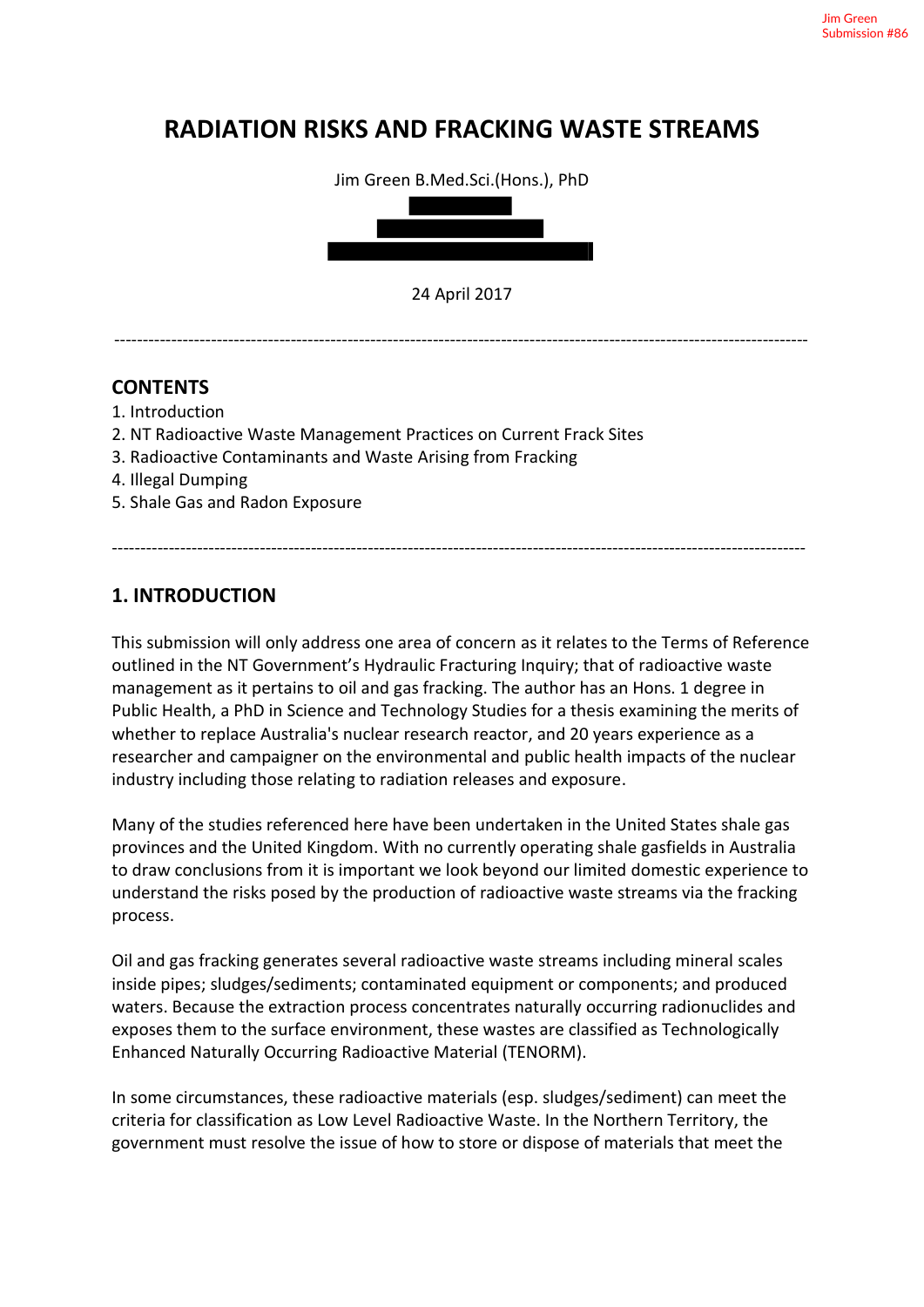Jim Green
Submission #86

# RADIATION RISKS AND FRACKING WASTE STREAMS

Jim Green B.Med.Sci.(Hons.), PhD

24 April 2017

---

## CONTENTS

1. Introduction
2. NT Radioactive Waste Management Practices on Current Frack Sites
3. Radioactive Contaminants and Waste Arising from Fracking
4. Illegal Dumping
5. Shale Gas and Radon Exposure

---

## 1. INTRODUCTION

This submission will only address one area of concern as it relates to the Terms of Reference outlined in the NT Government's Hydraulic Fracturing Inquiry; that of radioactive waste management as it pertains to oil and gas fracking. The author has an Hons. 1 degree in Public Health, a PhD in Science and Technology Studies for a thesis examining the merits of whether to replace Australia's nuclear research reactor, and 20 years experience as a researcher and campaigner on the environmental and public health impacts of the nuclear industry including those relating to radiation releases and exposure.

Many of the studies referenced here have been undertaken in the United States shale gas provinces and the United Kingdom. With no currently operating shale gasfields in Australia to draw conclusions from it is important we look beyond our limited domestic experience to understand the risks posed by the production of radioactive waste streams via the fracking process.

Oil and gas fracking generates several radioactive waste streams including mineral scales inside pipes; sludges/sediments; contaminated equipment or components; and produced waters. Because the extraction process concentrates naturally occurring radionuclides and exposes them to the surface environment, these wastes are classified as Technologically Enhanced Naturally Occurring Radioactive Material (TENORM).

In some circumstances, these radioactive materials (esp. sludges/sediment) can meet the criteria for classification as Low Level Radioactive Waste. In the Northern Territory, the government must resolve the issue of how to store or dispose of materials that meet the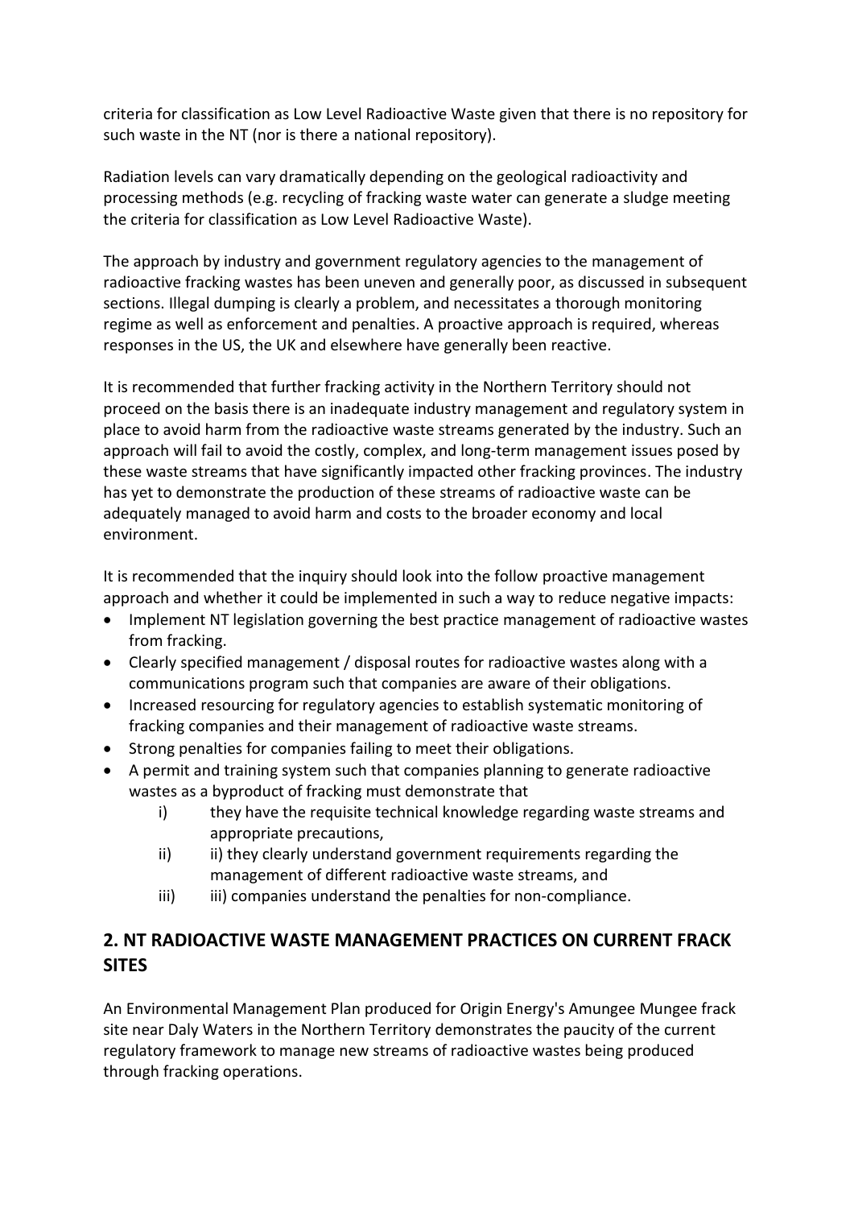criteria for classification as Low Level Radioactive Waste given that there is no repository for such waste in the NT (nor is there a national repository).

Radiation levels can vary dramatically depending on the geological radioactivity and processing methods (e.g. recycling of fracking waste water can generate a sludge meeting the criteria for classification as Low Level Radioactive Waste).

The approach by industry and government regulatory agencies to the management of radioactive fracking wastes has been uneven and generally poor, as discussed in subsequent sections. Illegal dumping is clearly a problem, and necessitates a thorough monitoring regime as well as enforcement and penalties. A proactive approach is required, whereas responses in the US, the UK and elsewhere have generally been reactive.

It is recommended that further fracking activity in the Northern Territory should not proceed on the basis there is an inadequate industry management and regulatory system in place to avoid harm from the radioactive waste streams generated by the industry. Such an approach will fail to avoid the costly, complex, and long-term management issues posed by these waste streams that have significantly impacted other fracking provinces. The industry has yet to demonstrate the production of these streams of radioactive waste can be adequately managed to avoid harm and costs to the broader economy and local environment.

It is recommended that the inquiry should look into the follow proactive management approach and whether it could be implemented in such a way to reduce negative impacts:

- Implement NT legislation governing the best practice management of radioactive wastes from fracking.
- Clearly specified management / disposal routes for radioactive wastes along with a communications program such that companies are aware of their obligations.
- Increased resourcing for regulatory agencies to establish systematic monitoring of fracking companies and their management of radioactive waste streams.
- Strong penalties for companies failing to meet their obligations.
- A permit and training system such that companies planning to generate radioactive wastes as a byproduct of fracking must demonstrate that
    i) they have the requisite technical knowledge regarding waste streams and appropriate precautions,
    ii) ii) they clearly understand government requirements regarding the management of different radioactive waste streams, and
    iii) iii) companies understand the penalties for non-compliance.

## 2. NT RADIOACTIVE WASTE MANAGEMENT PRACTICES ON CURRENT FRACK SITES

An Environmental Management Plan produced for Origin Energy's Amungee Mungee frack site near Daly Waters in the Northern Territory demonstrates the paucity of the current regulatory framework to manage new streams of radioactive wastes being produced through fracking operations.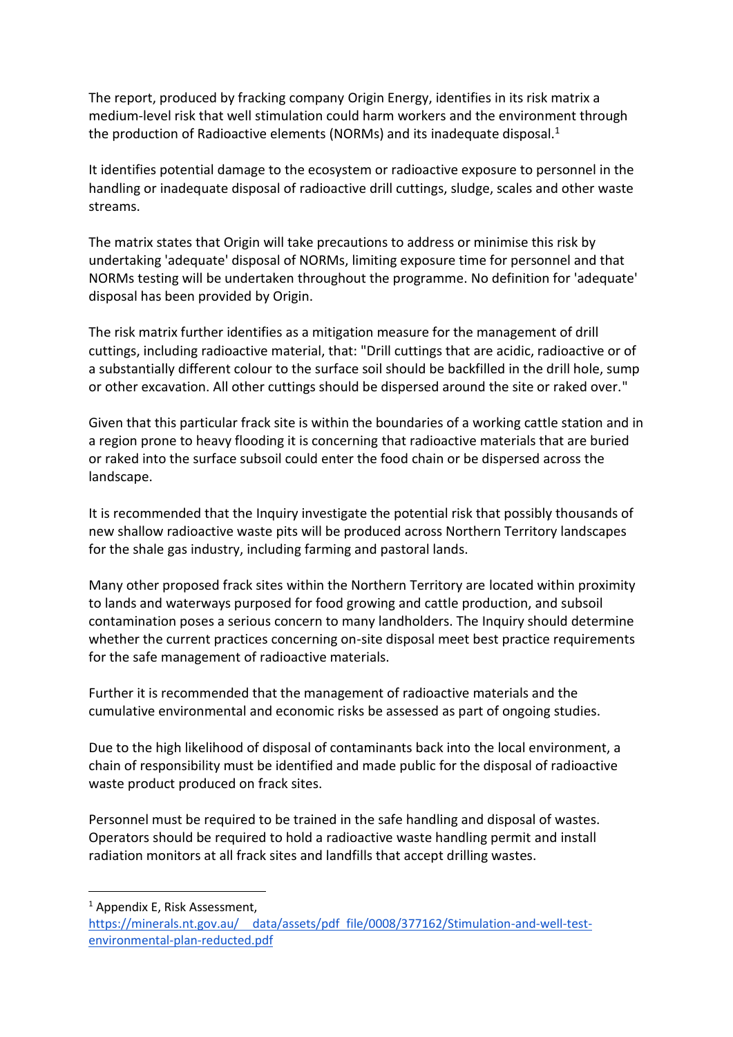The report, produced by fracking company Origin Energy, identifies in its risk matrix a medium-level risk that well stimulation could harm workers and the environment through the production of Radioactive elements (NORMs) and its inadequate disposal.[1]

It identifies potential damage to the ecosystem or radioactive exposure to personnel in the handling or inadequate disposal of radioactive drill cuttings, sludge, scales and other waste streams.

The matrix states that Origin will take precautions to address or minimise this risk by undertaking 'adequate' disposal of NORMs, limiting exposure time for personnel and that NORMs testing will be undertaken throughout the programme. No definition for 'adequate' disposal has been provided by Origin.

The risk matrix further identifies as a mitigation measure for the management of drill cuttings, including radioactive material, that: "Drill cuttings that are acidic, radioactive or of a substantially different colour to the surface soil should be backfilled in the drill hole, sump or other excavation. All other cuttings should be dispersed around the site or raked over."

Given that this particular frack site is within the boundaries of a working cattle station and in a region prone to heavy flooding it is concerning that radioactive materials that are buried or raked into the surface subsoil could enter the food chain or be dispersed across the landscape.

It is recommended that the Inquiry investigate the potential risk that possibly thousands of new shallow radioactive waste pits will be produced across Northern Territory landscapes for the shale gas industry, including farming and pastoral lands.

Many other proposed frack sites within the Northern Territory are located within proximity to lands and waterways purposed for food growing and cattle production, and subsoil contamination poses a serious concern to many landholders. The Inquiry should determine whether the current practices concerning on-site disposal meet best practice requirements for the safe management of radioactive materials.

Further it is recommended that the management of radioactive materials and the cumulative environmental and economic risks be assessed as part of ongoing studies.

Due to the high likelihood of disposal of contaminants back into the local environment, a chain of responsibility must be identified and made public for the disposal of radioactive waste product produced on frack sites.

Personnel must be required to be trained in the safe handling and disposal of wastes. Operators should be required to hold a radioactive waste handling permit and install radiation monitors at all frack sites and landfills that accept drilling wastes.

---

[1] Appendix E, Risk Assessment, https://minerals.nt.gov.au/__data/assets/pdf_file/0008/377162/Stimulation-and-well-test-environmental-plan-reducted.pdf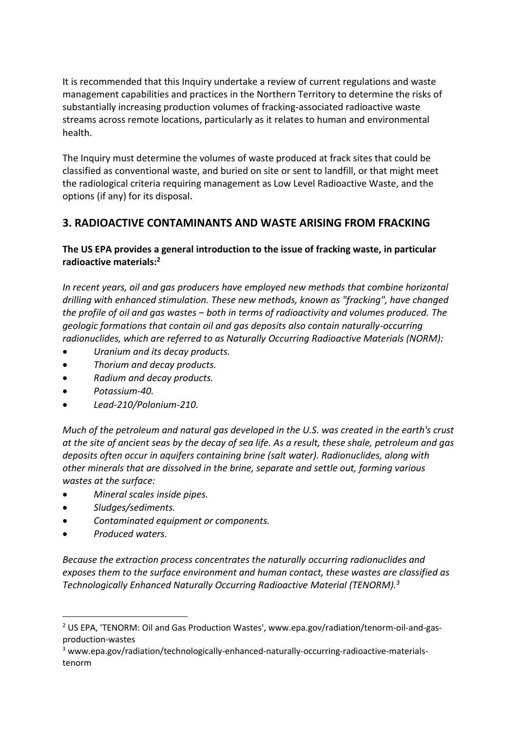It is recommended that this Inquiry undertake a review of current regulations and waste management capabilities and practices in the Northern Territory to determine the risks of substantially increasing production volumes of fracking-associated radioactive waste streams across remote locations, particularly as it relates to human and environmental health.

The Inquiry must determine the volumes of waste produced at frack sites that could be classified as conventional waste, and buried on site or sent to landfill, or that might meet the radiological criteria requiring management as Low Level Radioactive Waste, and the options (if any) for its disposal.

## 3. RADIOACTIVE CONTAMINANTS AND WASTE ARISING FROM FRACKING

**The US EPA provides a general introduction to the issue of fracking waste, in particular radioactive materials:[2]**

*In recent years, oil and gas producers have employed new methods that combine horizontal drilling with enhanced stimulation. These new methods, known as "fracking", have changed the profile of oil and gas wastes – both in terms of radioactivity and volumes produced. The geologic formations that contain oil and gas deposits also contain naturally-occurring radionuclides, which are referred to as Naturally Occurring Radioactive Materials (NORM):*

- *Uranium and its decay products.*
- *Thorium and decay products.*
- *Radium and decay products.*
- *Potassium-40.*
- *Lead-210/Polonium-210.*

*Much of the petroleum and natural gas developed in the U.S. was created in the earth's crust at the site of ancient seas by the decay of sea life. As a result, these shale, petroleum and gas deposits often occur in aquifers containing brine (salt water). Radionuclides, along with other minerals that are dissolved in the brine, separate and settle out, forming various wastes at the surface:*

- *Mineral scales inside pipes.*
- *Sludges/sediments.*
- *Contaminated equipment or components.*
- *Produced waters.*

*Because the extraction process concentrates the naturally occurring radionuclides and exposes them to the surface environment and human contact, these wastes are classified as Technologically Enhanced Naturally Occurring Radioactive Material (TENORM).[3]*

---

[2] US EPA, 'TENORM: Oil and Gas Production Wastes', www.epa.gov/radiation/tenorm-oil-and-gas-production-wastes

[3] www.epa.gov/radiation/technologically-enhanced-naturally-occurring-radioactive-materials-tenorm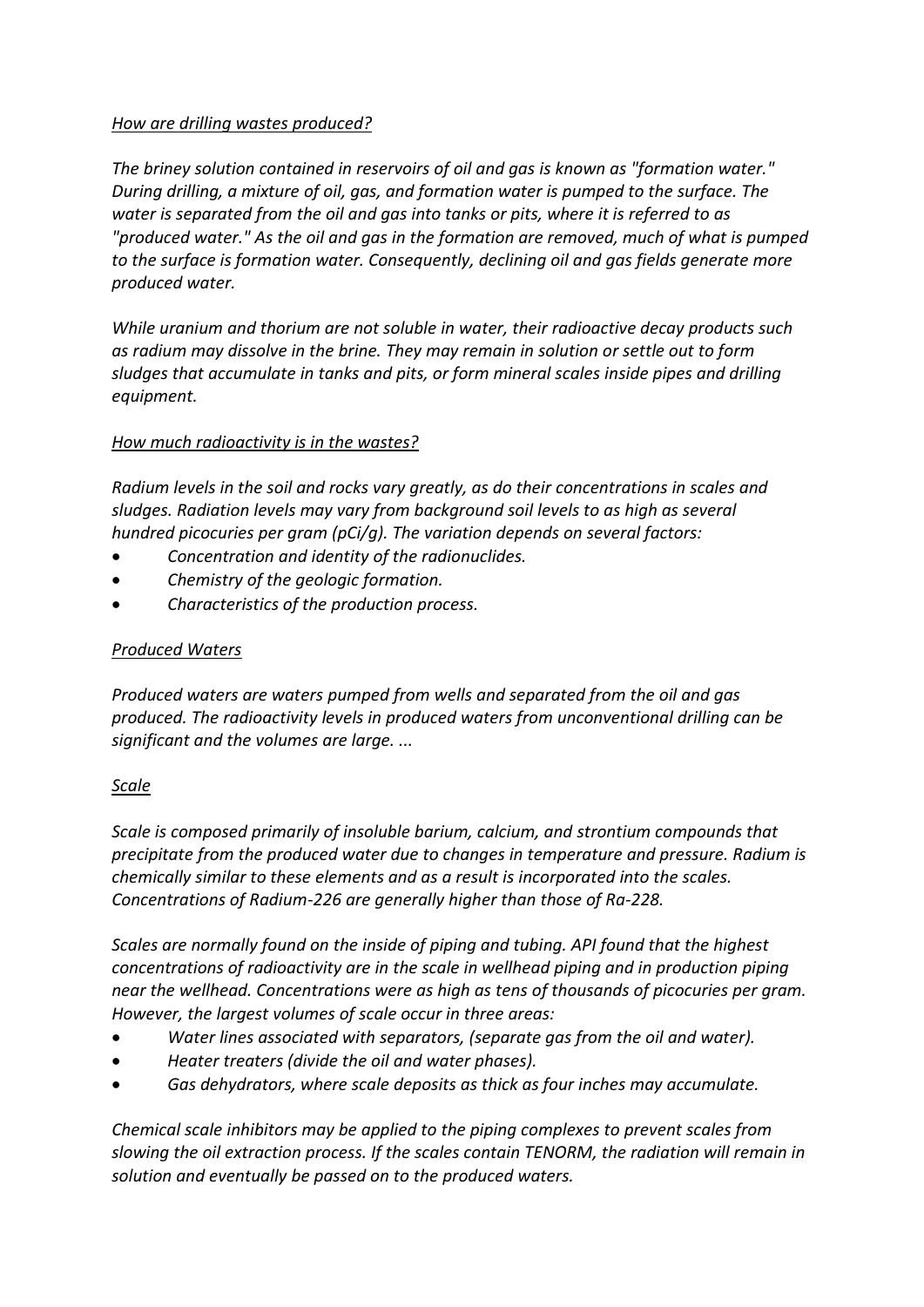*How are drilling wastes produced?*

*The briney solution contained in reservoirs of oil and gas is known as "formation water." During drilling, a mixture of oil, gas, and formation water is pumped to the surface. The water is separated from the oil and gas into tanks or pits, where it is referred to as "produced water." As the oil and gas in the formation are removed, much of what is pumped to the surface is formation water. Consequently, declining oil and gas fields generate more produced water.*

*While uranium and thorium are not soluble in water, their radioactive decay products such as radium may dissolve in the brine. They may remain in solution or settle out to form sludges that accumulate in tanks and pits, or form mineral scales inside pipes and drilling equipment.*

*How much radioactivity is in the wastes?*

*Radium levels in the soil and rocks vary greatly, as do their concentrations in scales and sludges. Radiation levels may vary from background soil levels to as high as several hundred picocuries per gram (pCi/g). The variation depends on several factors:*

- *Concentration and identity of the radionuclides.*
- *Chemistry of the geologic formation.*
- *Characteristics of the production process.*

*Produced Waters*

*Produced waters are waters pumped from wells and separated from the oil and gas produced. The radioactivity levels in produced waters from unconventional drilling can be significant and the volumes are large. ...*

*Scale*

*Scale is composed primarily of insoluble barium, calcium, and strontium compounds that precipitate from the produced water due to changes in temperature and pressure. Radium is chemically similar to these elements and as a result is incorporated into the scales. Concentrations of Radium-226 are generally higher than those of Ra-228.*

*Scales are normally found on the inside of piping and tubing. API found that the highest concentrations of radioactivity are in the scale in wellhead piping and in production piping near the wellhead. Concentrations were as high as tens of thousands of picocuries per gram. However, the largest volumes of scale occur in three areas:*

- *Water lines associated with separators, (separate gas from the oil and water).*
- *Heater treaters (divide the oil and water phases).*
- *Gas dehydrators, where scale deposits as thick as four inches may accumulate.*

*Chemical scale inhibitors may be applied to the piping complexes to prevent scales from slowing the oil extraction process. If the scales contain TENORM, the radiation will remain in solution and eventually be passed on to the produced waters.*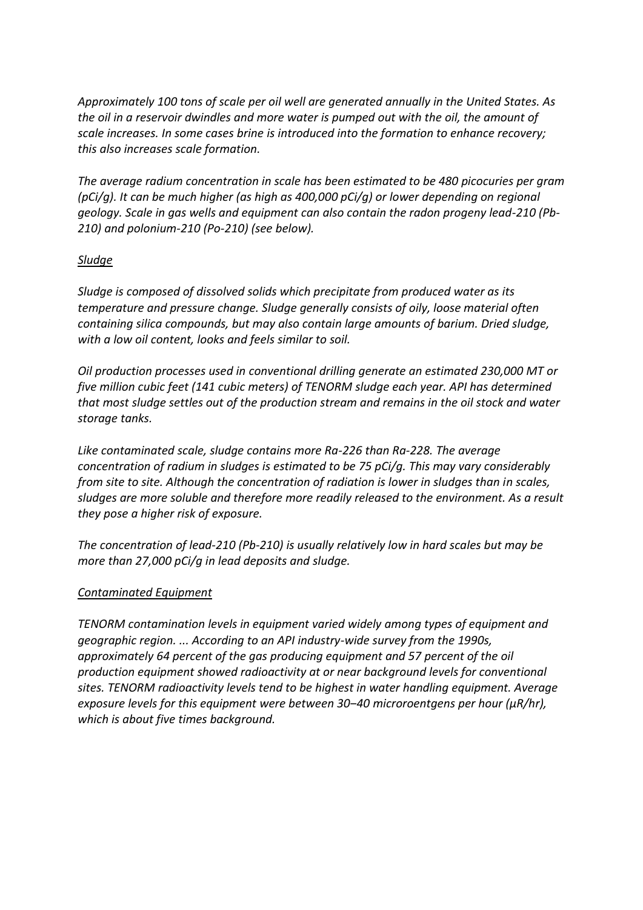*Approximately 100 tons of scale per oil well are generated annually in the United States. As the oil in a reservoir dwindles and more water is pumped out with the oil, the amount of scale increases. In some cases brine is introduced into the formation to enhance recovery; this also increases scale formation.*

*The average radium concentration in scale has been estimated to be 480 picocuries per gram (pCi/g). It can be much higher (as high as 400,000 pCi/g) or lower depending on regional geology. Scale in gas wells and equipment can also contain the radon progeny lead-210 (Pb-210) and polonium-210 (Po-210) (see below).*

*Sludge*

*Sludge is composed of dissolved solids which precipitate from produced water as its temperature and pressure change. Sludge generally consists of oily, loose material often containing silica compounds, but may also contain large amounts of barium. Dried sludge, with a low oil content, looks and feels similar to soil.*

*Oil production processes used in conventional drilling generate an estimated 230,000 MT or five million cubic feet (141 cubic meters) of TENORM sludge each year. API has determined that most sludge settles out of the production stream and remains in the oil stock and water storage tanks.*

*Like contaminated scale, sludge contains more Ra-226 than Ra-228. The average concentration of radium in sludges is estimated to be 75 pCi/g. This may vary considerably from site to site. Although the concentration of radiation is lower in sludges than in scales, sludges are more soluble and therefore more readily released to the environment. As a result they pose a higher risk of exposure.*

*The concentration of lead-210 (Pb-210) is usually relatively low in hard scales but may be more than 27,000 pCi/g in lead deposits and sludge.*

*Contaminated Equipment*

*TENORM contamination levels in equipment varied widely among types of equipment and geographic region. ... According to an API industry-wide survey from the 1990s, approximately 64 percent of the gas producing equipment and 57 percent of the oil production equipment showed radioactivity at or near background levels for conventional sites. TENORM radioactivity levels tend to be highest in water handling equipment. Average exposure levels for this equipment were between 30–40 microroentgens per hour (μR/hr), which is about five times background.*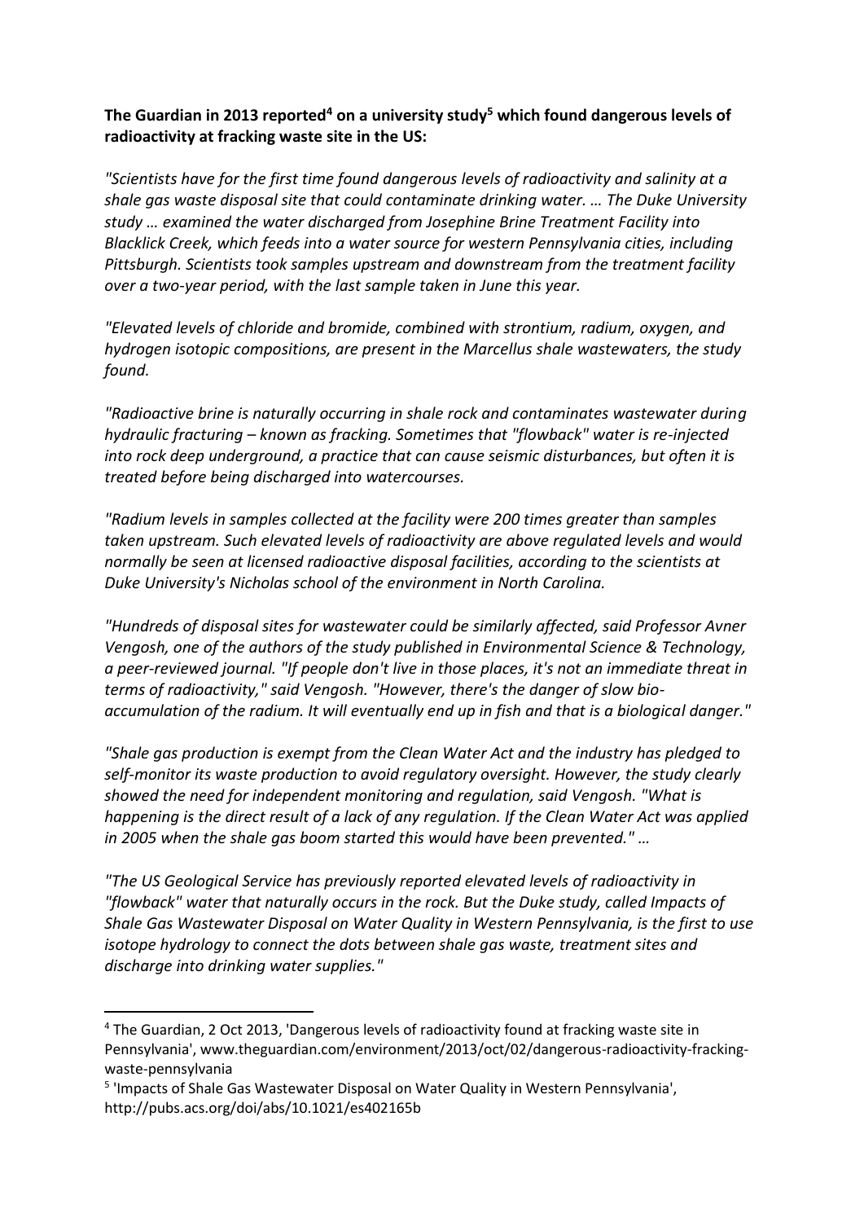**The Guardian in 2013 reported[4] on a university study[5] which found dangerous levels of radioactivity at fracking waste site in the US:**

*"Scientists have for the first time found dangerous levels of radioactivity and salinity at a shale gas waste disposal site that could contaminate drinking water. … The Duke University study … examined the water discharged from Josephine Brine Treatment Facility into Blacklick Creek, which feeds into a water source for western Pennsylvania cities, including Pittsburgh. Scientists took samples upstream and downstream from the treatment facility over a two-year period, with the last sample taken in June this year.*

*"Elevated levels of chloride and bromide, combined with strontium, radium, oxygen, and hydrogen isotopic compositions, are present in the Marcellus shale wastewaters, the study found.*

*"Radioactive brine is naturally occurring in shale rock and contaminates wastewater during hydraulic fracturing – known as fracking. Sometimes that "flowback" water is re-injected into rock deep underground, a practice that can cause seismic disturbances, but often it is treated before being discharged into watercourses.*

*"Radium levels in samples collected at the facility were 200 times greater than samples taken upstream. Such elevated levels of radioactivity are above regulated levels and would normally be seen at licensed radioactive disposal facilities, according to the scientists at Duke University's Nicholas school of the environment in North Carolina.*

*"Hundreds of disposal sites for wastewater could be similarly affected, said Professor Avner Vengosh, one of the authors of the study published in Environmental Science & Technology, a peer-reviewed journal. "If people don't live in those places, it's not an immediate threat in terms of radioactivity," said Vengosh. "However, there's the danger of slow bio-accumulation of the radium. It will eventually end up in fish and that is a biological danger."*

*"Shale gas production is exempt from the Clean Water Act and the industry has pledged to self-monitor its waste production to avoid regulatory oversight. However, the study clearly showed the need for independent monitoring and regulation, said Vengosh. "What is happening is the direct result of a lack of any regulation. If the Clean Water Act was applied in 2005 when the shale gas boom started this would have been prevented." …*

*"The US Geological Service has previously reported elevated levels of radioactivity in "flowback" water that naturally occurs in the rock. But the Duke study, called Impacts of Shale Gas Wastewater Disposal on Water Quality in Western Pennsylvania, is the first to use isotope hydrology to connect the dots between shale gas waste, treatment sites and discharge into drinking water supplies."*

---

[4] The Guardian, 2 Oct 2013, 'Dangerous levels of radioactivity found at fracking waste site in Pennsylvania', www.theguardian.com/environment/2013/oct/02/dangerous-radioactivity-fracking-waste-pennsylvania

[5] 'Impacts of Shale Gas Wastewater Disposal on Water Quality in Western Pennsylvania', http://pubs.acs.org/doi/abs/10.1021/es402165b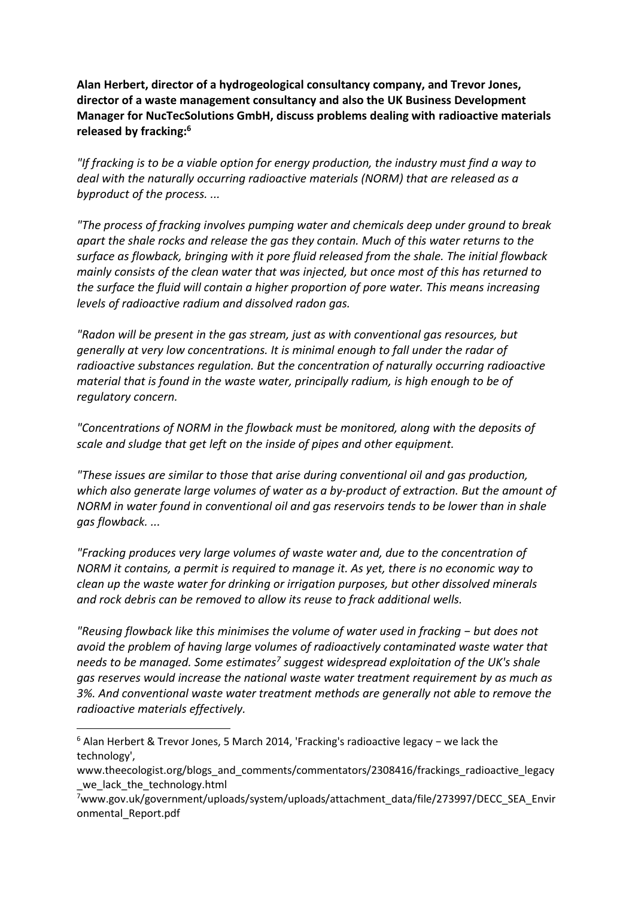**Alan Herbert, director of a hydrogeological consultancy company, and Trevor Jones, director of a waste management consultancy and also the UK Business Development Manager for NucTecSolutions GmbH, discuss problems dealing with radioactive materials released by fracking:[6]**

*"If fracking is to be a viable option for energy production, the industry must find a way to deal with the naturally occurring radioactive materials (NORM) that are released as a byproduct of the process. ...*

*"The process of fracking involves pumping water and chemicals deep under ground to break apart the shale rocks and release the gas they contain. Much of this water returns to the surface as flowback, bringing with it pore fluid released from the shale. The initial flowback mainly consists of the clean water that was injected, but once most of this has returned to the surface the fluid will contain a higher proportion of pore water. This means increasing levels of radioactive radium and dissolved radon gas.*

*"Radon will be present in the gas stream, just as with conventional gas resources, but generally at very low concentrations. It is minimal enough to fall under the radar of radioactive substances regulation. But the concentration of naturally occurring radioactive material that is found in the waste water, principally radium, is high enough to be of regulatory concern.*

*"Concentrations of NORM in the flowback must be monitored, along with the deposits of scale and sludge that get left on the inside of pipes and other equipment.*

*"These issues are similar to those that arise during conventional oil and gas production, which also generate large volumes of water as a by-product of extraction. But the amount of NORM in water found in conventional oil and gas reservoirs tends to be lower than in shale gas flowback. ...*

*"Fracking produces very large volumes of waste water and, due to the concentration of NORM it contains, a permit is required to manage it. As yet, there is no economic way to clean up the waste water for drinking or irrigation purposes, but other dissolved minerals and rock debris can be removed to allow its reuse to frack additional wells.*

*"Reusing flowback like this minimises the volume of water used in fracking − but does not avoid the problem of having large volumes of radioactively contaminated waste water that needs to be managed. Some estimates[7] suggest widespread exploitation of the UK's shale gas reserves would increase the national waste water treatment requirement by as much as 3%. And conventional waste water treatment methods are generally not able to remove the radioactive materials effectively.*

---

[6] Alan Herbert & Trevor Jones, 5 March 2014, 'Fracking's radioactive legacy − we lack the technology', www.theecologist.org/blogs_and_comments/commentators/2308416/frackings_radioactive_legacy_we_lack_the_technology.html

[7] www.gov.uk/government/uploads/system/uploads/attachment_data/file/273997/DECC_SEA_Environmental_Report.pdf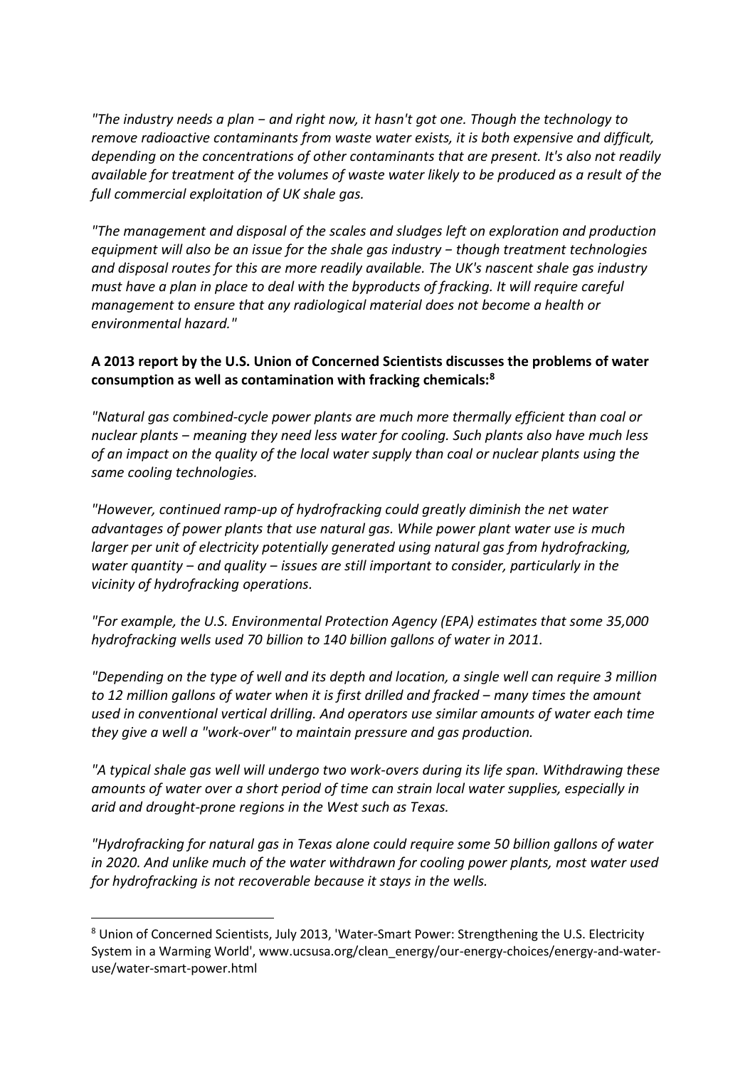*"The industry needs a plan − and right now, it hasn't got one. Though the technology to remove radioactive contaminants from waste water exists, it is both expensive and difficult, depending on the concentrations of other contaminants that are present. It's also not readily available for treatment of the volumes of waste water likely to be produced as a result of the full commercial exploitation of UK shale gas.*

*"The management and disposal of the scales and sludges left on exploration and production equipment will also be an issue for the shale gas industry − though treatment technologies and disposal routes for this are more readily available. The UK's nascent shale gas industry must have a plan in place to deal with the byproducts of fracking. It will require careful management to ensure that any radiological material does not become a health or environmental hazard."*

**A 2013 report by the U.S. Union of Concerned Scientists discusses the problems of water consumption as well as contamination with fracking chemicals:[8]**

*"Natural gas combined-cycle power plants are much more thermally efficient than coal or nuclear plants – meaning they need less water for cooling. Such plants also have much less of an impact on the quality of the local water supply than coal or nuclear plants using the same cooling technologies.*

*"However, continued ramp-up of hydrofracking could greatly diminish the net water advantages of power plants that use natural gas. While power plant water use is much larger per unit of electricity potentially generated using natural gas from hydrofracking, water quantity – and quality – issues are still important to consider, particularly in the vicinity of hydrofracking operations.*

*"For example, the U.S. Environmental Protection Agency (EPA) estimates that some 35,000 hydrofracking wells used 70 billion to 140 billion gallons of water in 2011.*

*"Depending on the type of well and its depth and location, a single well can require 3 million to 12 million gallons of water when it is first drilled and fracked – many times the amount used in conventional vertical drilling. And operators use similar amounts of water each time they give a well a "work-over" to maintain pressure and gas production.*

*"A typical shale gas well will undergo two work-overs during its life span. Withdrawing these amounts of water over a short period of time can strain local water supplies, especially in arid and drought-prone regions in the West such as Texas.*

*"Hydrofracking for natural gas in Texas alone could require some 50 billion gallons of water in 2020. And unlike much of the water withdrawn for cooling power plants, most water used for hydrofracking is not recoverable because it stays in the wells.*

---

[8] Union of Concerned Scientists, July 2013, 'Water-Smart Power: Strengthening the U.S. Electricity System in a Warming World', www.ucsusa.org/clean_energy/our-energy-choices/energy-and-water-use/water-smart-power.html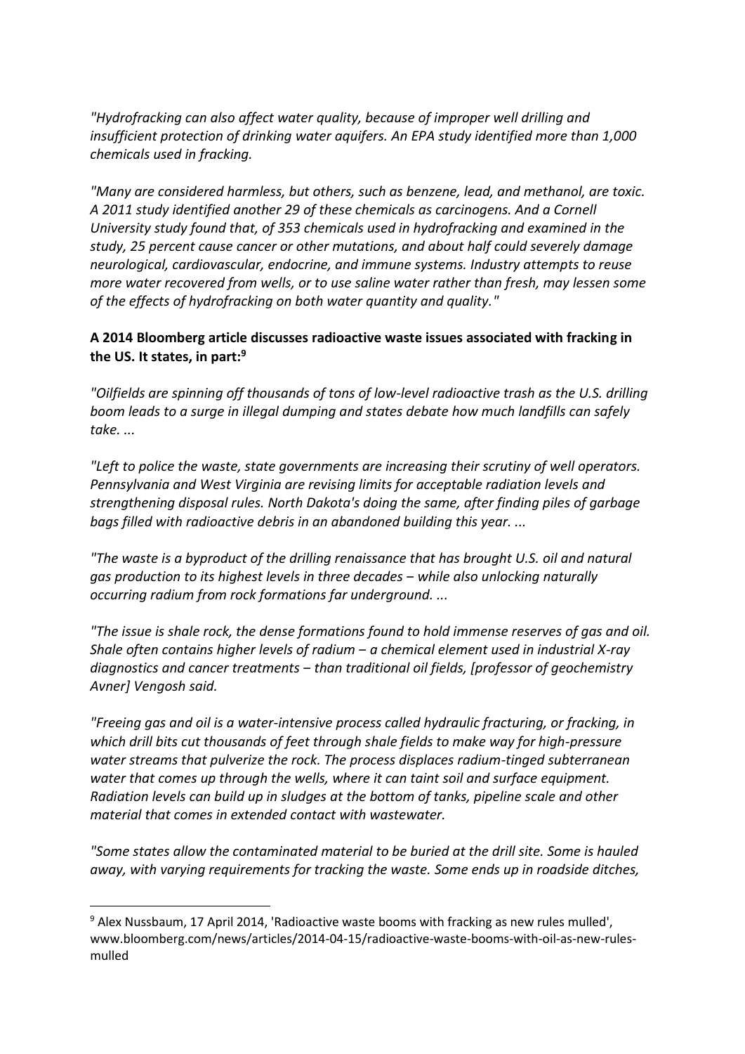*"Hydrofracking can also affect water quality, because of improper well drilling and insufficient protection of drinking water aquifers. An EPA study identified more than 1,000 chemicals used in fracking.*

*"Many are considered harmless, but others, such as benzene, lead, and methanol, are toxic. A 2011 study identified another 29 of these chemicals as carcinogens. And a Cornell University study found that, of 353 chemicals used in hydrofracking and examined in the study, 25 percent cause cancer or other mutations, and about half could severely damage neurological, cardiovascular, endocrine, and immune systems. Industry attempts to reuse more water recovered from wells, or to use saline water rather than fresh, may lessen some of the effects of hydrofracking on both water quantity and quality."*

**A 2014 Bloomberg article discusses radioactive waste issues associated with fracking in the US. It states, in part:**[9]

*"Oilfields are spinning off thousands of tons of low-level radioactive trash as the U.S. drilling boom leads to a surge in illegal dumping and states debate how much landfills can safely take. ...*

*"Left to police the waste, state governments are increasing their scrutiny of well operators. Pennsylvania and West Virginia are revising limits for acceptable radiation levels and strengthening disposal rules. North Dakota's doing the same, after finding piles of garbage bags filled with radioactive debris in an abandoned building this year. ...*

*"The waste is a byproduct of the drilling renaissance that has brought U.S. oil and natural gas production to its highest levels in three decades – while also unlocking naturally occurring radium from rock formations far underground. ...*

*"The issue is shale rock, the dense formations found to hold immense reserves of gas and oil. Shale often contains higher levels of radium – a chemical element used in industrial X-ray diagnostics and cancer treatments – than traditional oil fields, [professor of geochemistry Avner] Vengosh said.*

*"Freeing gas and oil is a water-intensive process called hydraulic fracturing, or fracking, in which drill bits cut thousands of feet through shale fields to make way for high-pressure water streams that pulverize the rock. The process displaces radium-tinged subterranean water that comes up through the wells, where it can taint soil and surface equipment. Radiation levels can build up in sludges at the bottom of tanks, pipeline scale and other material that comes in extended contact with wastewater.*

*"Some states allow the contaminated material to be buried at the drill site. Some is hauled away, with varying requirements for tracking the waste. Some ends up in roadside ditches,*

---

[9] Alex Nussbaum, 17 April 2014, 'Radioactive waste booms with fracking as new rules mulled', www.bloomberg.com/news/articles/2014-04-15/radioactive-waste-booms-with-oil-as-new-rules-mulled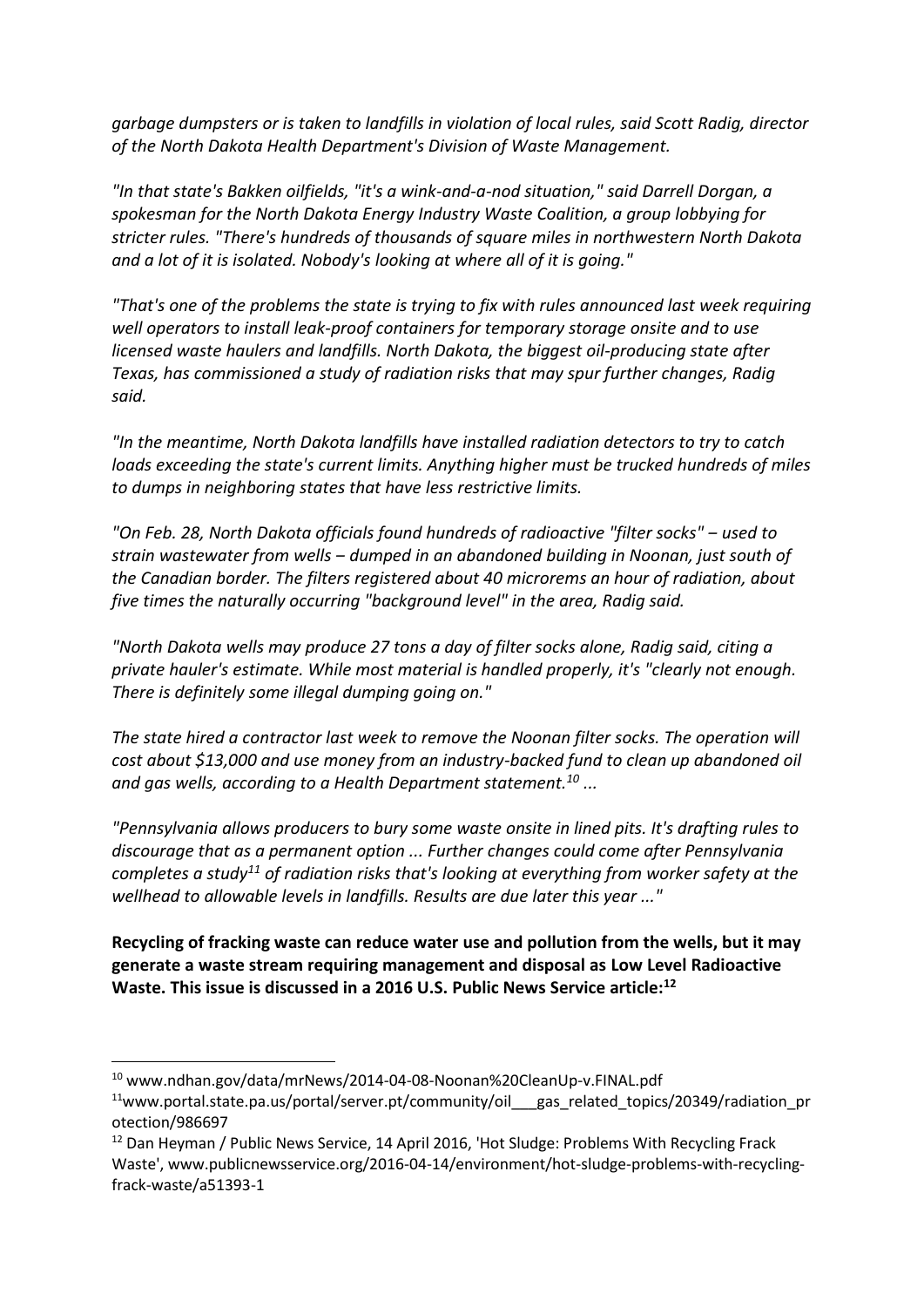*garbage dumpsters or is taken to landfills in violation of local rules, said Scott Radig, director of the North Dakota Health Department's Division of Waste Management.*

*"In that state's Bakken oilfields, "it's a wink-and-a-nod situation," said Darrell Dorgan, a spokesman for the North Dakota Energy Industry Waste Coalition, a group lobbying for stricter rules. "There's hundreds of thousands of square miles in northwestern North Dakota and a lot of it is isolated. Nobody's looking at where all of it is going."*

*"That's one of the problems the state is trying to fix with rules announced last week requiring well operators to install leak-proof containers for temporary storage onsite and to use licensed waste haulers and landfills. North Dakota, the biggest oil-producing state after Texas, has commissioned a study of radiation risks that may spur further changes, Radig said.*

*"In the meantime, North Dakota landfills have installed radiation detectors to try to catch loads exceeding the state's current limits. Anything higher must be trucked hundreds of miles to dumps in neighboring states that have less restrictive limits.*

*"On Feb. 28, North Dakota officials found hundreds of radioactive "filter socks" – used to strain wastewater from wells – dumped in an abandoned building in Noonan, just south of the Canadian border. The filters registered about 40 microrems an hour of radiation, about five times the naturally occurring "background level" in the area, Radig said.*

*"North Dakota wells may produce 27 tons a day of filter socks alone, Radig said, citing a private hauler's estimate. While most material is handled properly, it's "clearly not enough. There is definitely some illegal dumping going on."*

*The state hired a contractor last week to remove the Noonan filter socks. The operation will cost about $13,000 and use money from an industry-backed fund to clean up abandoned oil and gas wells, according to a Health Department statement.[10] ...*

*"Pennsylvania allows producers to bury some waste onsite in lined pits. It's drafting rules to discourage that as a permanent option ... Further changes could come after Pennsylvania completes a study[11] of radiation risks that's looking at everything from worker safety at the wellhead to allowable levels in landfills. Results are due later this year ..."*

**Recycling of fracking waste can reduce water use and pollution from the wells, but it may generate a waste stream requiring management and disposal as Low Level Radioactive Waste. This issue is discussed in a 2016 U.S. Public News Service article:[12]**

---

[10] www.ndhan.gov/data/mrNews/2014-04-08-Noonan%20CleanUp-v.FINAL.pdf

[11] www.portal.state.pa.us/portal/server.pt/community/oil___gas_related_topics/20349/radiation_protection/986697

[12] Dan Heyman / Public News Service, 14 April 2016, 'Hot Sludge: Problems With Recycling Frack Waste', www.publicnewsservice.org/2016-04-14/environment/hot-sludge-problems-with-recycling-frack-waste/a51393-1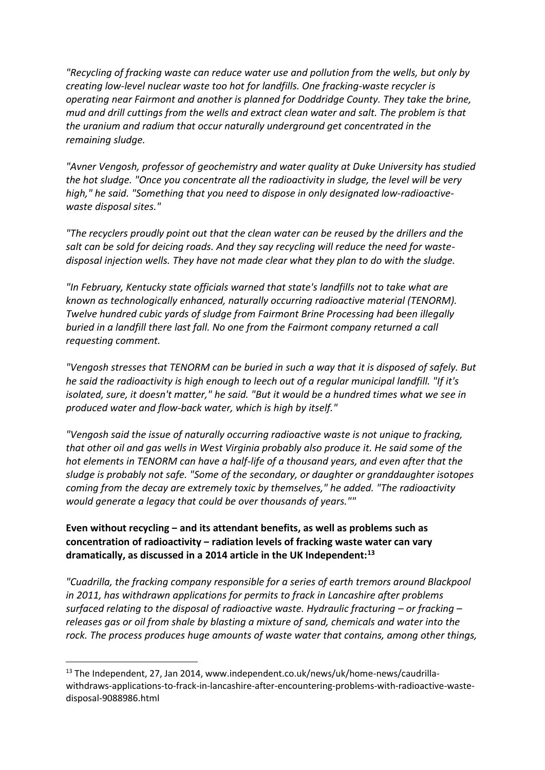*"Recycling of fracking waste can reduce water use and pollution from the wells, but only by creating low-level nuclear waste too hot for landfills. One fracking-waste recycler is operating near Fairmont and another is planned for Doddridge County. They take the brine, mud and drill cuttings from the wells and extract clean water and salt. The problem is that the uranium and radium that occur naturally underground get concentrated in the remaining sludge.*

*"Avner Vengosh, professor of geochemistry and water quality at Duke University has studied the hot sludge. "Once you concentrate all the radioactivity in sludge, the level will be very high," he said. "Something that you need to dispose in only designated low-radioactive-waste disposal sites."*

*"The recyclers proudly point out that the clean water can be reused by the drillers and the salt can be sold for deicing roads. And they say recycling will reduce the need for waste-disposal injection wells. They have not made clear what they plan to do with the sludge.*

*"In February, Kentucky state officials warned that state's landfills not to take what are known as technologically enhanced, naturally occurring radioactive material (TENORM). Twelve hundred cubic yards of sludge from Fairmont Brine Processing had been illegally buried in a landfill there last fall. No one from the Fairmont company returned a call requesting comment.*

*"Vengosh stresses that TENORM can be buried in such a way that it is disposed of safely. But he said the radioactivity is high enough to leech out of a regular municipal landfill. "If it's isolated, sure, it doesn't matter," he said. "But it would be a hundred times what we see in produced water and flow-back water, which is high by itself."*

*"Vengosh said the issue of naturally occurring radioactive waste is not unique to fracking, that other oil and gas wells in West Virginia probably also produce it. He said some of the hot elements in TENORM can have a half-life of a thousand years, and even after that the sludge is probably not safe. "Some of the secondary, or daughter or granddaughter isotopes coming from the decay are extremely toxic by themselves," he added. "The radioactivity would generate a legacy that could be over thousands of years.""*

**Even without recycling – and its attendant benefits, as well as problems such as concentration of radioactivity – radiation levels of fracking waste water can vary dramatically, as discussed in a 2014 article in the UK Independent:[13]**

*"Cuadrilla, the fracking company responsible for a series of earth tremors around Blackpool in 2011, has withdrawn applications for permits to frack in Lancashire after problems surfaced relating to the disposal of radioactive waste. Hydraulic fracturing – or fracking – releases gas or oil from shale by blasting a mixture of sand, chemicals and water into the rock. The process produces huge amounts of waste water that contains, among other things,*

---

[13] The Independent, 27, Jan 2014, www.independent.co.uk/news/uk/home-news/caudrilla-withdraws-applications-to-frack-in-lancashire-after-encountering-problems-with-radioactive-waste-disposal-9088986.html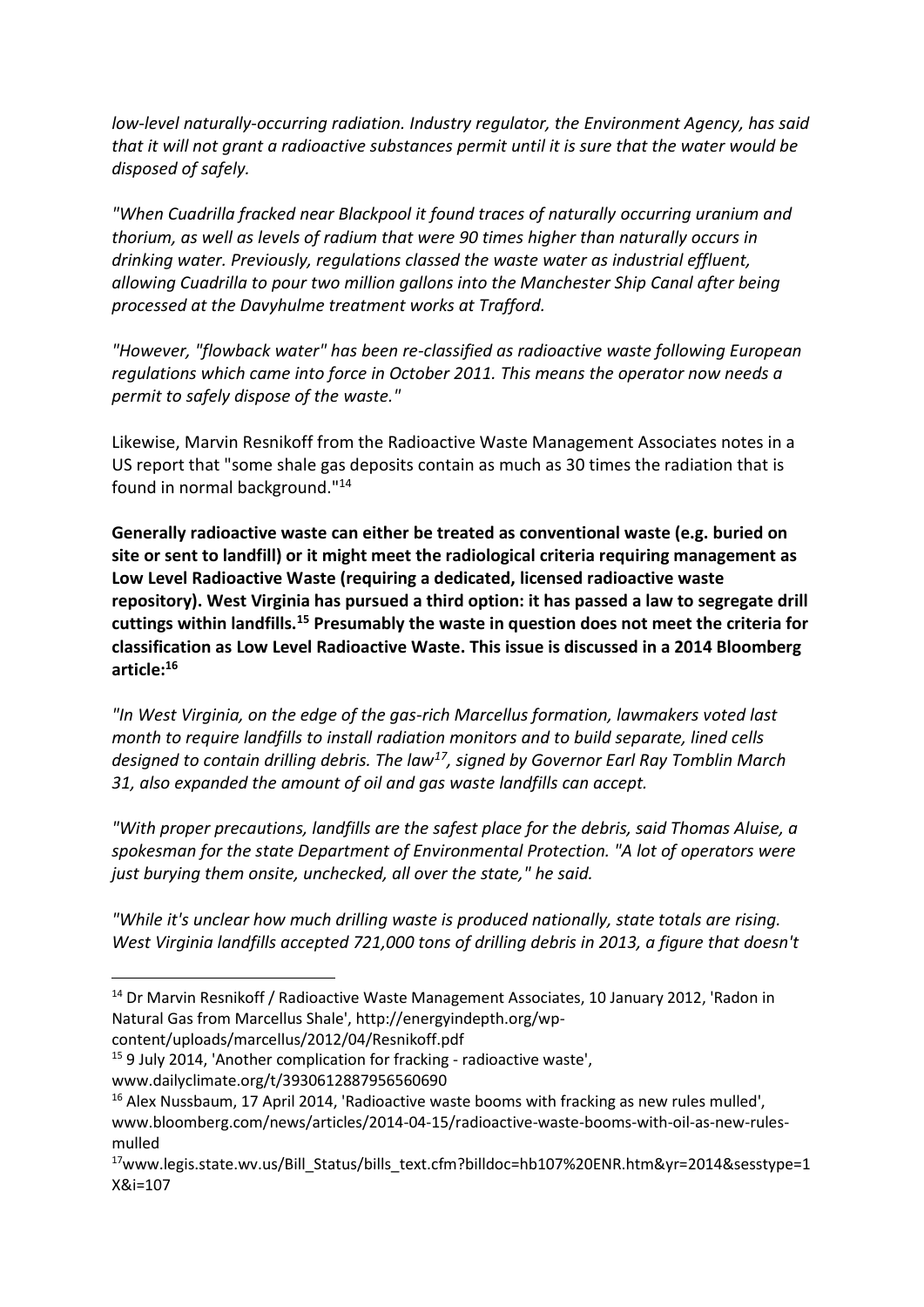*low-level naturally-occurring radiation. Industry regulator, the Environment Agency, has said that it will not grant a radioactive substances permit until it is sure that the water would be disposed of safely.*

*"When Cuadrilla fracked near Blackpool it found traces of naturally occurring uranium and thorium, as well as levels of radium that were 90 times higher than naturally occurs in drinking water. Previously, regulations classed the waste water as industrial effluent, allowing Cuadrilla to pour two million gallons into the Manchester Ship Canal after being processed at the Davyhulme treatment works at Trafford.*

*"However, "flowback water" has been re-classified as radioactive waste following European regulations which came into force in October 2011. This means the operator now needs a permit to safely dispose of the waste."*

Likewise, Marvin Resnikoff from the Radioactive Waste Management Associates notes in a US report that "some shale gas deposits contain as much as 30 times the radiation that is found in normal background."[14]

**Generally radioactive waste can either be treated as conventional waste (e.g. buried on site or sent to landfill) or it might meet the radiological criteria requiring management as Low Level Radioactive Waste (requiring a dedicated, licensed radioactive waste repository). West Virginia has pursued a third option: it has passed a law to segregate drill cuttings within landfills.[15] Presumably the waste in question does not meet the criteria for classification as Low Level Radioactive Waste. This issue is discussed in a 2014 Bloomberg article:[16]**

*"In West Virginia, on the edge of the gas-rich Marcellus formation, lawmakers voted last month to require landfills to install radiation monitors and to build separate, lined cells designed to contain drilling debris. The law[17], signed by Governor Earl Ray Tomblin March 31, also expanded the amount of oil and gas waste landfills can accept.*

*"With proper precautions, landfills are the safest place for the debris, said Thomas Aluise, a spokesman for the state Department of Environmental Protection. "A lot of operators were just burying them onsite, unchecked, all over the state," he said.*

*"While it's unclear how much drilling waste is produced nationally, state totals are rising. West Virginia landfills accepted 721,000 tons of drilling debris in 2013, a figure that doesn't*

---

[14] Dr Marvin Resnikoff / Radioactive Waste Management Associates, 10 January 2012, 'Radon in Natural Gas from Marcellus Shale', http://energyindepth.org/wp-content/uploads/marcellus/2012/04/Resnikoff.pdf

[15] 9 July 2014, 'Another complication for fracking - radioactive waste', www.dailyclimate.org/t/3930612887956560690

[16] Alex Nussbaum, 17 April 2014, 'Radioactive waste booms with fracking as new rules mulled', www.bloomberg.com/news/articles/2014-04-15/radioactive-waste-booms-with-oil-as-new-rules-mulled

[17] www.legis.state.wv.us/Bill_Status/bills_text.cfm?billdoc=hb107%20ENR.htm&yr=2014&sesstype=1X&i=107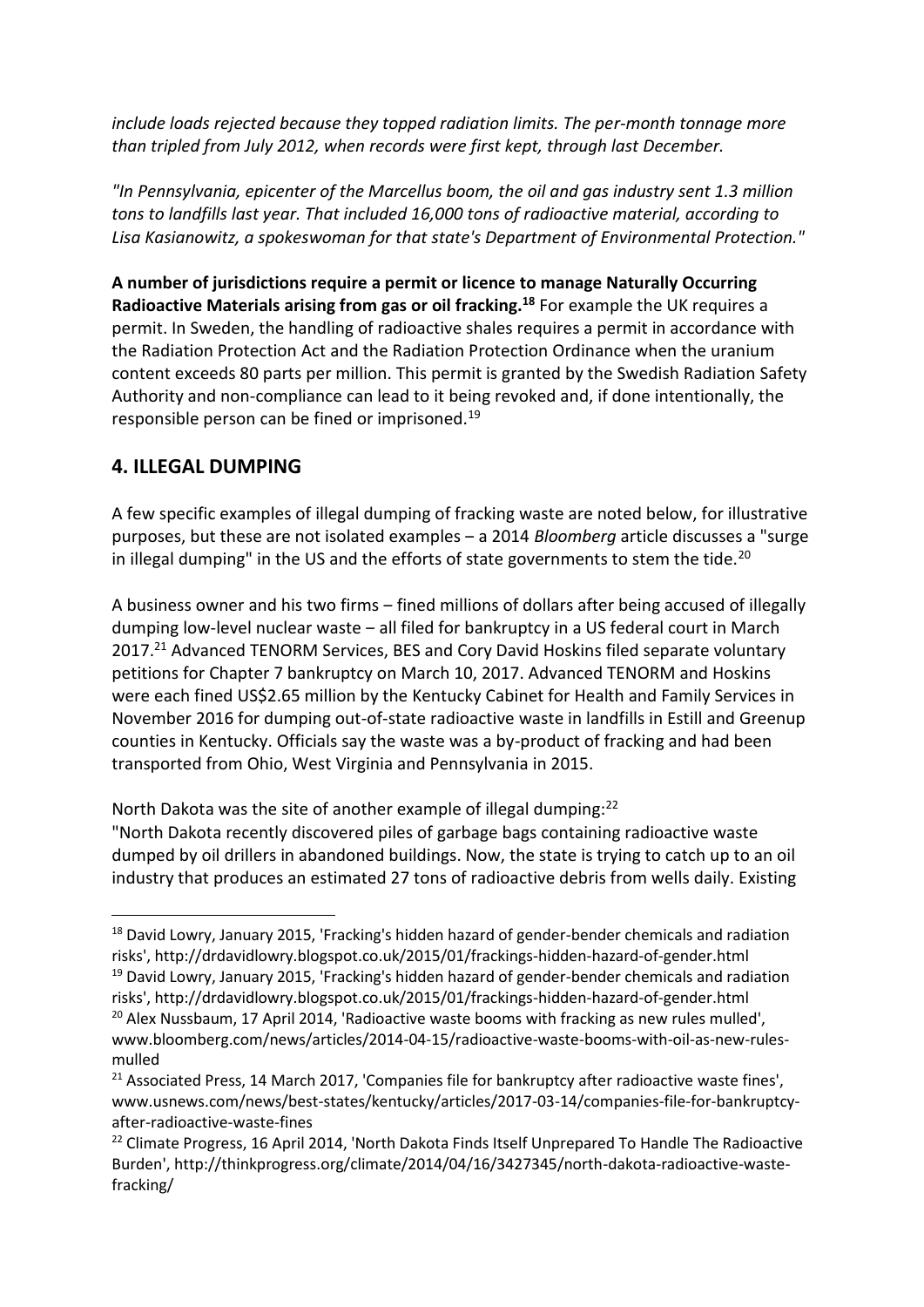*include loads rejected because they topped radiation limits. The per-month tonnage more than tripled from July 2012, when records were first kept, through last December.*

*"In Pennsylvania, epicenter of the Marcellus boom, the oil and gas industry sent 1.3 million tons to landfills last year. That included 16,000 tons of radioactive material, according to Lisa Kasianowitz, a spokeswoman for that state's Department of Environmental Protection."*

**A number of jurisdictions require a permit or licence to manage Naturally Occurring Radioactive Materials arising from gas or oil fracking.[18]** For example the UK requires a permit. In Sweden, the handling of radioactive shales requires a permit in accordance with the Radiation Protection Act and the Radiation Protection Ordinance when the uranium content exceeds 80 parts per million. This permit is granted by the Swedish Radiation Safety Authority and non-compliance can lead to it being revoked and, if done intentionally, the responsible person can be fined or imprisoned.[19]

## 4. ILLEGAL DUMPING

A few specific examples of illegal dumping of fracking waste are noted below, for illustrative purposes, but these are not isolated examples – a 2014 *Bloomberg* article discusses a "surge in illegal dumping" in the US and the efforts of state governments to stem the tide.[20]

A business owner and his two firms – fined millions of dollars after being accused of illegally dumping low-level nuclear waste – all filed for bankruptcy in a US federal court in March 2017.[21] Advanced TENORM Services, BES and Cory David Hoskins filed separate voluntary petitions for Chapter 7 bankruptcy on March 10, 2017. Advanced TENORM and Hoskins were each fined US$2.65 million by the Kentucky Cabinet for Health and Family Services in November 2016 for dumping out-of-state radioactive waste in landfills in Estill and Greenup counties in Kentucky. Officials say the waste was a by-product of fracking and had been transported from Ohio, West Virginia and Pennsylvania in 2015.

North Dakota was the site of another example of illegal dumping:[22]
"North Dakota recently discovered piles of garbage bags containing radioactive waste dumped by oil drillers in abandoned buildings. Now, the state is trying to catch up to an oil industry that produces an estimated 27 tons of radioactive debris from wells daily. Existing

---

[18] David Lowry, January 2015, 'Fracking's hidden hazard of gender-bender chemicals and radiation risks', http://drdavidlowry.blogspot.co.uk/2015/01/frackings-hidden-hazard-of-gender.html

[19] David Lowry, January 2015, 'Fracking's hidden hazard of gender-bender chemicals and radiation risks', http://drdavidlowry.blogspot.co.uk/2015/01/frackings-hidden-hazard-of-gender.html

[20] Alex Nussbaum, 17 April 2014, 'Radioactive waste booms with fracking as new rules mulled', www.bloomberg.com/news/articles/2014-04-15/radioactive-waste-booms-with-oil-as-new-rules-mulled

[21] Associated Press, 14 March 2017, 'Companies file for bankruptcy after radioactive waste fines', www.usnews.com/news/best-states/kentucky/articles/2017-03-14/companies-file-for-bankruptcy-after-radioactive-waste-fines

[22] Climate Progress, 16 April 2014, 'North Dakota Finds Itself Unprepared To Handle The Radioactive Burden', http://thinkprogress.org/climate/2014/04/16/3427345/north-dakota-radioactive-waste-fracking/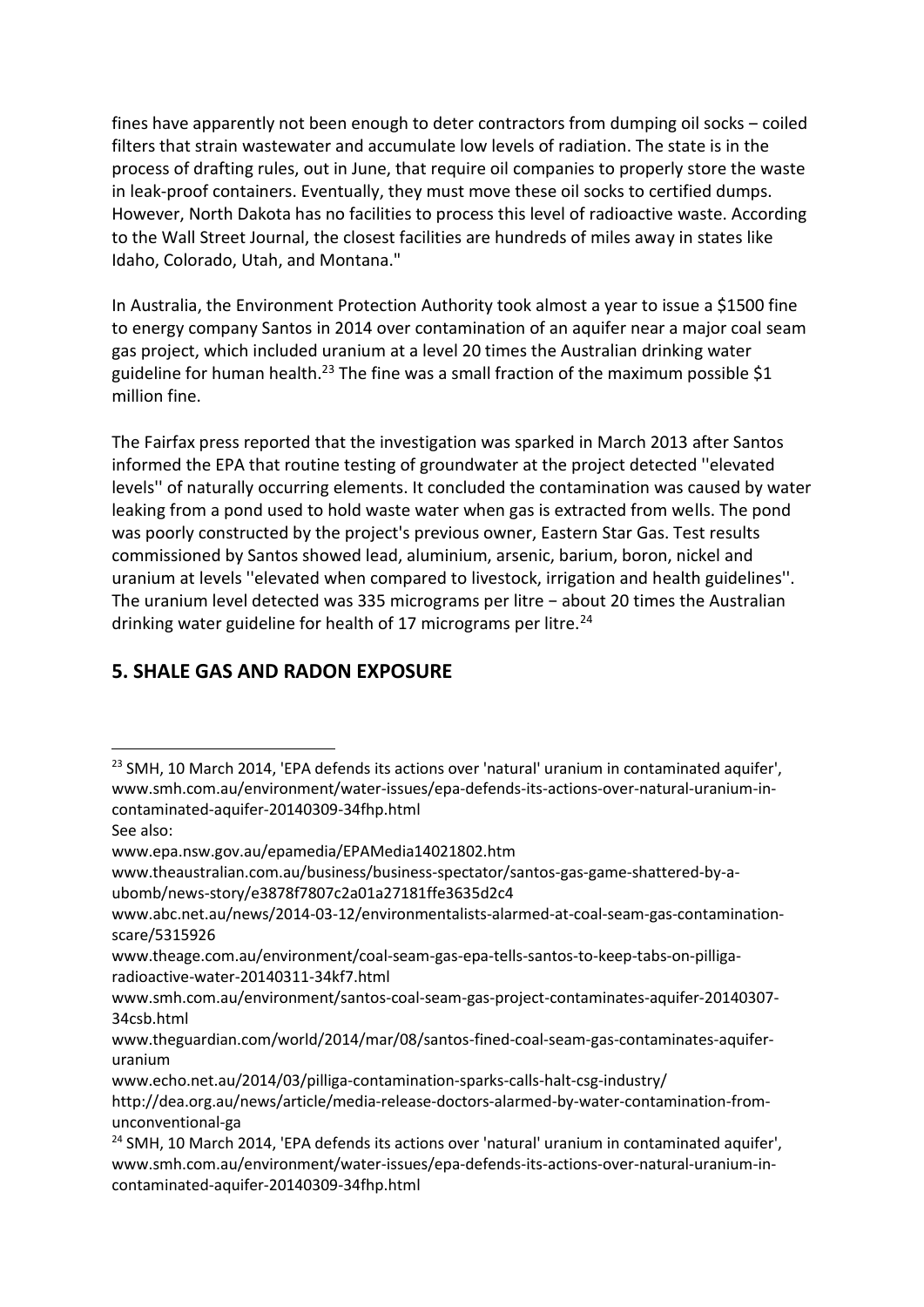fines have apparently not been enough to deter contractors from dumping oil socks – coiled filters that strain wastewater and accumulate low levels of radiation. The state is in the process of drafting rules, out in June, that require oil companies to properly store the waste in leak-proof containers. Eventually, they must move these oil socks to certified dumps. However, North Dakota has no facilities to process this level of radioactive waste. According to the Wall Street Journal, the closest facilities are hundreds of miles away in states like Idaho, Colorado, Utah, and Montana."

In Australia, the Environment Protection Authority took almost a year to issue a $1500 fine to energy company Santos in 2014 over contamination of an aquifer near a major coal seam gas project, which included uranium at a level 20 times the Australian drinking water guideline for human health.[23] The fine was a small fraction of the maximum possible $1 million fine.

The Fairfax press reported that the investigation was sparked in March 2013 after Santos informed the EPA that routine testing of groundwater at the project detected ''elevated levels'' of naturally occurring elements. It concluded the contamination was caused by water leaking from a pond used to hold waste water when gas is extracted from wells. The pond was poorly constructed by the project's previous owner, Eastern Star Gas. Test results commissioned by Santos showed lead, aluminium, arsenic, barium, boron, nickel and uranium at levels ''elevated when compared to livestock, irrigation and health guidelines''. The uranium level detected was 335 micrograms per litre − about 20 times the Australian drinking water guideline for health of 17 micrograms per litre.[24]

## 5. SHALE GAS AND RADON EXPOSURE

---

[23] SMH, 10 March 2014, 'EPA defends its actions over 'natural' uranium in contaminated aquifer', www.smh.com.au/environment/water-issues/epa-defends-its-actions-over-natural-uranium-in-contaminated-aquifer-20140309-34fhp.html

See also:

www.epa.nsw.gov.au/epamedia/EPAMedia14021802.htm

www.theaustralian.com.au/business/business-spectator/santos-gas-game-shattered-by-a-ubomb/news-story/e3878f7807c2a01a27181ffe3635d2c4

www.abc.net.au/news/2014-03-12/environmentalists-alarmed-at-coal-seam-gas-contamination-scare/5315926

www.theage.com.au/environment/coal-seam-gas-epa-tells-santos-to-keep-tabs-on-pilliga-radioactive-water-20140311-34kf7.html

www.smh.com.au/environment/santos-coal-seam-gas-project-contaminates-aquifer-20140307-34csb.html

www.theguardian.com/world/2014/mar/08/santos-fined-coal-seam-gas-contaminates-aquifer-uranium

www.echo.net.au/2014/03/pilliga-contamination-sparks-calls-halt-csg-industry/

http://dea.org.au/news/article/media-release-doctors-alarmed-by-water-contamination-from-unconventional-ga

[24] SMH, 10 March 2014, 'EPA defends its actions over 'natural' uranium in contaminated aquifer', www.smh.com.au/environment/water-issues/epa-defends-its-actions-over-natural-uranium-in-contaminated-aquifer-20140309-34fhp.html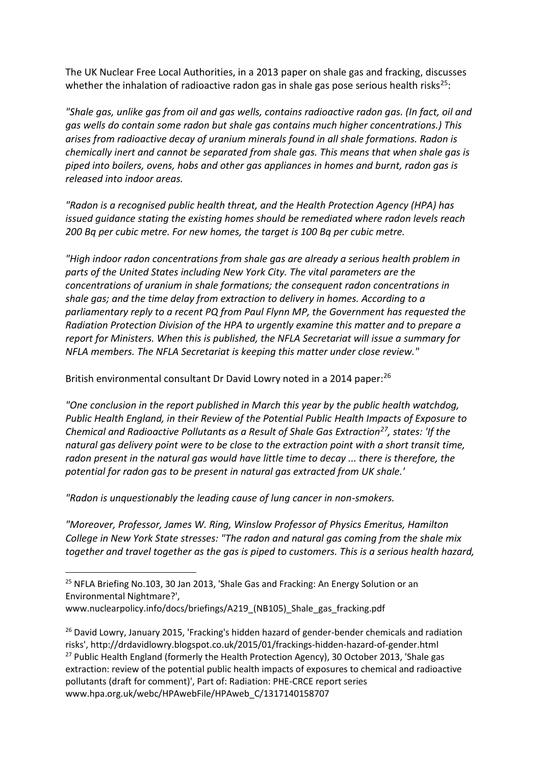The UK Nuclear Free Local Authorities, in a 2013 paper on shale gas and fracking, discusses whether the inhalation of radioactive radon gas in shale gas pose serious health risks[25]:

*"Shale gas, unlike gas from oil and gas wells, contains radioactive radon gas. (In fact, oil and gas wells do contain some radon but shale gas contains much higher concentrations.) This arises from radioactive decay of uranium minerals found in all shale formations. Radon is chemically inert and cannot be separated from shale gas. This means that when shale gas is piped into boilers, ovens, hobs and other gas appliances in homes and burnt, radon gas is released into indoor areas.*

*"Radon is a recognised public health threat, and the Health Protection Agency (HPA) has issued guidance stating the existing homes should be remediated where radon levels reach 200 Bq per cubic metre. For new homes, the target is 100 Bq per cubic metre.*

*"High indoor radon concentrations from shale gas are already a serious health problem in parts of the United States including New York City. The vital parameters are the concentrations of uranium in shale formations; the consequent radon concentrations in shale gas; and the time delay from extraction to delivery in homes. According to a parliamentary reply to a recent PQ from Paul Flynn MP, the Government has requested the Radiation Protection Division of the HPA to urgently examine this matter and to prepare a report for Ministers. When this is published, the NFLA Secretariat will issue a summary for NFLA members. The NFLA Secretariat is keeping this matter under close review."*

British environmental consultant Dr David Lowry noted in a 2014 paper:[26]

*"One conclusion in the report published in March this year by the public health watchdog, Public Health England, in their Review of the Potential Public Health Impacts of Exposure to Chemical and Radioactive Pollutants as a Result of Shale Gas Extraction[27], states: 'If the natural gas delivery point were to be close to the extraction point with a short transit time, radon present in the natural gas would have little time to decay ... there is therefore, the potential for radon gas to be present in natural gas extracted from UK shale.'*

*"Radon is unquestionably the leading cause of lung cancer in non-smokers.*

*"Moreover, Professor, James W. Ring, Winslow Professor of Physics Emeritus, Hamilton College in New York State stresses: "The radon and natural gas coming from the shale mix together and travel together as the gas is piped to customers. This is a serious health hazard,*

---

[25] NFLA Briefing No.103, 30 Jan 2013, 'Shale Gas and Fracking: An Energy Solution or an Environmental Nightmare?', www.nuclearpolicy.info/docs/briefings/A219_(NB105)_Shale_gas_fracking.pdf

[26] David Lowry, January 2015, 'Fracking's hidden hazard of gender-bender chemicals and radiation risks', http://drdavidlowry.blogspot.co.uk/2015/01/frackings-hidden-hazard-of-gender.html

[27] Public Health England (formerly the Health Protection Agency), 30 October 2013, 'Shale gas extraction: review of the potential public health impacts of exposures to chemical and radioactive pollutants (draft for comment)', Part of: Radiation: PHE-CRCE report series www.hpa.org.uk/webc/HPAwebFile/HPAweb_C/1317140158707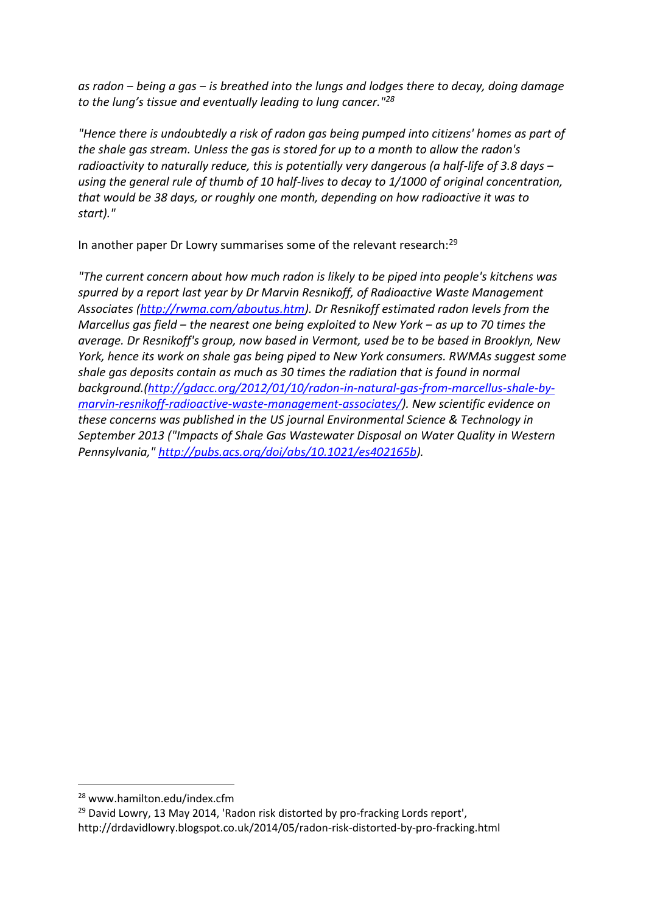*as radon – being a gas – is breathed into the lungs and lodges there to decay, doing damage to the lung's tissue and eventually leading to lung cancer."*[28]

*"Hence there is undoubtedly a risk of radon gas being pumped into citizens' homes as part of the shale gas stream. Unless the gas is stored for up to a month to allow the radon's radioactivity to naturally reduce, this is potentially very dangerous (a half-life of 3.8 days – using the general rule of thumb of 10 half-lives to decay to 1/1000 of original concentration, that would be 38 days, or roughly one month, depending on how radioactive it was to start)."*

In another paper Dr Lowry summarises some of the relevant research:[29]

*"The current concern about how much radon is likely to be piped into people's kitchens was spurred by a report last year by Dr Marvin Resnikoff, of Radioactive Waste Management Associates ([http://rwma.com/aboutus.htm](http://rwma.com/aboutus.htm)). Dr Resnikoff estimated radon levels from the Marcellus gas field – the nearest one being exploited to New York – as up to 70 times the average. Dr Resnikoff's group, now based in Vermont, used be to be based in Brooklyn, New York, hence its work on shale gas being piped to New York consumers. RWMAs suggest some shale gas deposits contain as much as 30 times the radiation that is found in normal background.([http://gdacc.org/2012/01/10/radon-in-natural-gas-from-marcellus-shale-by-marvin-resnikoff-radioactive-waste-management-associates/](http://gdacc.org/2012/01/10/radon-in-natural-gas-from-marcellus-shale-by-marvin-resnikoff-radioactive-waste-management-associates/)). New scientific evidence on these concerns was published in the US journal Environmental Science & Technology in September 2013 ("Impacts of Shale Gas Wastewater Disposal on Water Quality in Western Pennsylvania," [http://pubs.acs.org/doi/abs/10.1021/es402165b](http://pubs.acs.org/doi/abs/10.1021/es402165b)).*

---

[28] www.hamilton.edu/index.cfm

[29] David Lowry, 13 May 2014, 'Radon risk distorted by pro-fracking Lords report', http://drdavidlowry.blogspot.co.uk/2014/05/radon-risk-distorted-by-pro-fracking.html